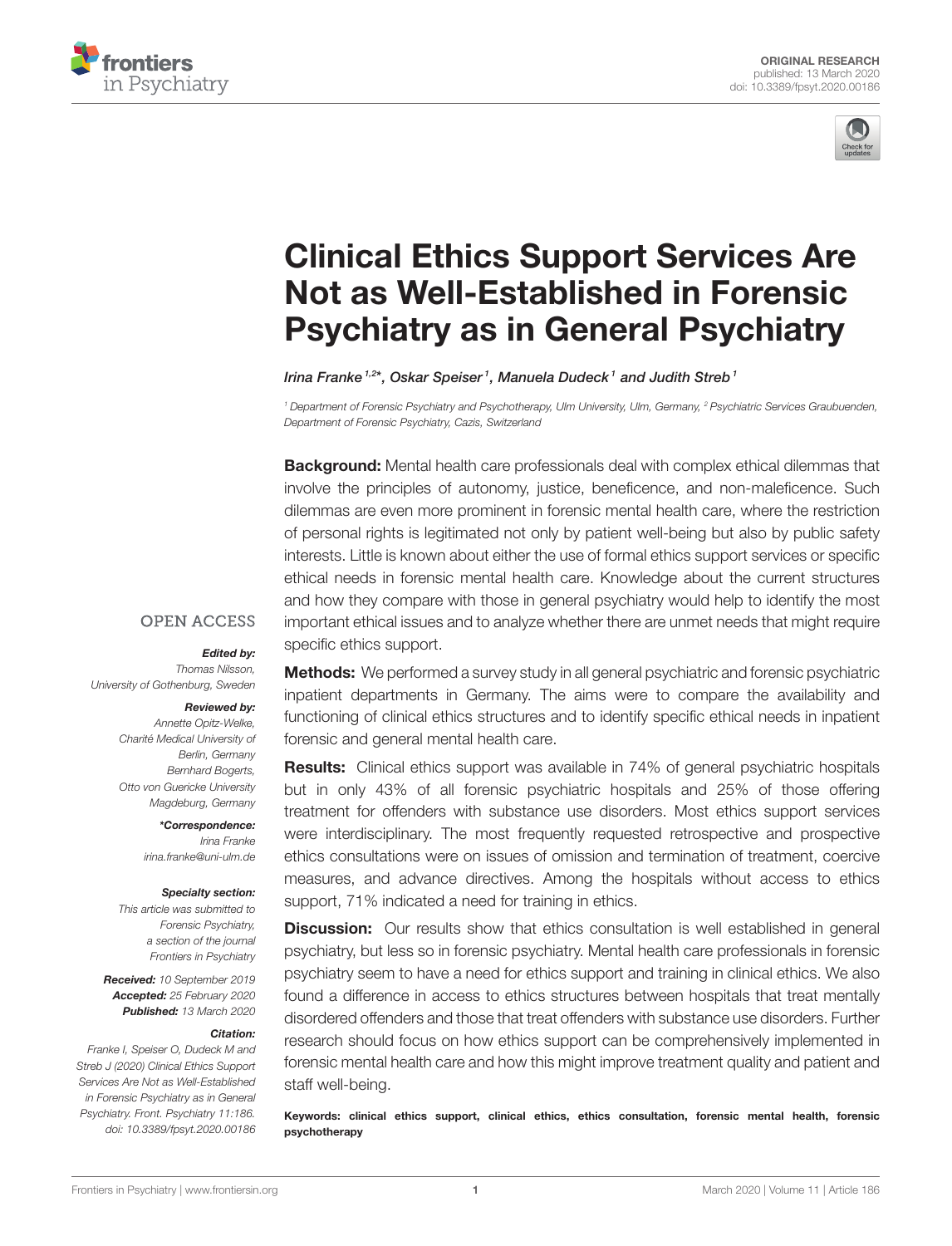ORIGINAL RESEARCH
published: 13 March 2020
doi: 10.3389/fpsyt.2020.00186

# Clinical Ethics Support Services Are Not as Well-Established in Forensic Psychiatry as in General Psychiatry

*Irina Franke[1,2]\*, Oskar Speiser[1], Manuela Dudeck[1] and Judith Streb[1]*

[1] Department of Forensic Psychiatry and Psychotherapy, Ulm University, Ulm, Germany, [2] Psychiatric Services Graubuenden, Department of Forensic Psychiatry, Cazis, Switzerland

**Background:** Mental health care professionals deal with complex ethical dilemmas that involve the principles of autonomy, justice, beneficence, and non-maleficence. Such dilemmas are even more prominent in forensic mental health care, where the restriction of personal rights is legitimated not only by patient well-being but also by public safety interests. Little is known about either the use of formal ethics support services or specific ethical needs in forensic mental health care. Knowledge about the current structures and how they compare with those in general psychiatry would help to identify the most important ethical issues and to analyze whether there are unmet needs that might require specific ethics support.

**Methods:** We performed a survey study in all general psychiatric and forensic psychiatric inpatient departments in Germany. The aims were to compare the availability and functioning of clinical ethics structures and to identify specific ethical needs in inpatient forensic and general mental health care.

**Results:** Clinical ethics support was available in 74% of general psychiatric hospitals but in only 43% of all forensic psychiatric hospitals and 25% of those offering treatment for offenders with substance use disorders. Most ethics support services were interdisciplinary. The most frequently requested retrospective and prospective ethics consultations were on issues of omission and termination of treatment, coercive measures, and advance directives. Among the hospitals without access to ethics support, 71% indicated a need for training in ethics.

**Discussion:** Our results show that ethics consultation is well established in general psychiatry, but less so in forensic psychiatry. Mental health care professionals in forensic psychiatry seem to have a need for ethics support and training in clinical ethics. We also found a difference in access to ethics structures between hospitals that treat mentally disordered offenders and those that treat offenders with substance use disorders. Further research should focus on how ethics support can be comprehensively implemented in forensic mental health care and how this might improve treatment quality and patient and staff well-being.

**Keywords:** clinical ethics support, clinical ethics, ethics consultation, forensic mental health, forensic psychotherapy

OPEN ACCESS

***Edited by:***
Thomas Nilsson,
University of Gothenburg, Sweden

***Reviewed by:***
Annette Opitz-Welke,
Charité Medical University of Berlin, Germany
Bernhard Bogerts,
Otto von Guericke University Magdeburg, Germany

***\*Correspondence:***
Irina Franke
irina.franke@uni-ulm.de

***Specialty section:***
This article was submitted to Forensic Psychiatry, a section of the journal Frontiers in Psychiatry

***Received:*** 10 September 2019
***Accepted:*** 25 February 2020
***Published:*** 13 March 2020

***Citation:***
Franke I, Speiser O, Dudeck M and Streb J (2020) Clinical Ethics Support Services Are Not as Well-Established in Forensic Psychiatry as in General Psychiatry. Front. Psychiatry 11:186. doi: 10.3389/fpsyt.2020.00186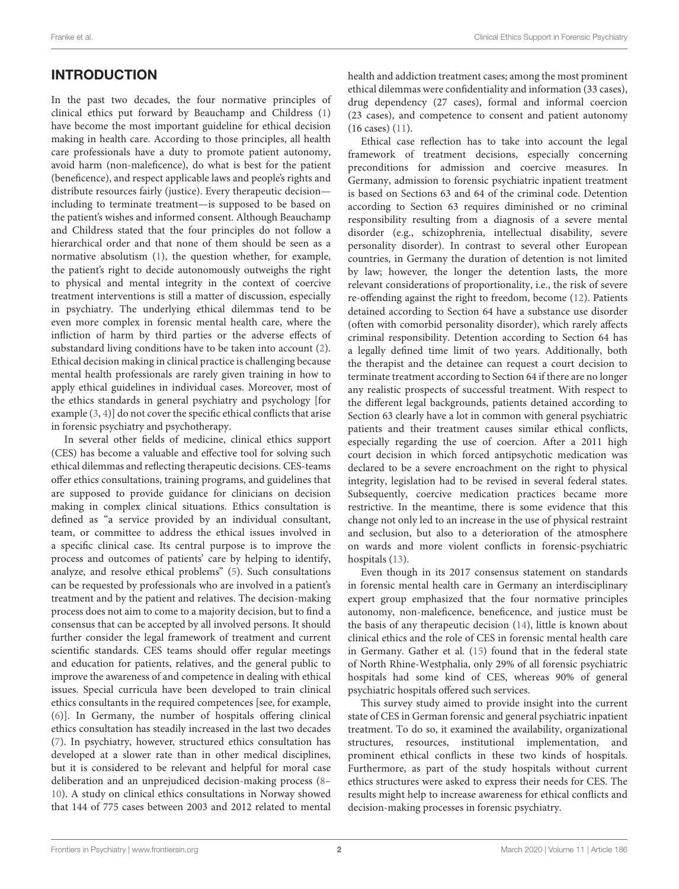## INTRODUCTION

In the past two decades, the four normative principles of clinical ethics put forward by Beauchamp and Childress (1) have become the most important guideline for ethical decision making in health care. According to those principles, all health care professionals have a duty to promote patient autonomy, avoid harm (non-maleficence), do what is best for the patient (beneficence), and respect applicable laws and people's rights and distribute resources fairly (justice). Every therapeutic decision—including to terminate treatment—is supposed to be based on the patient's wishes and informed consent. Although Beauchamp and Childress stated that the four principles do not follow a hierarchical order and that none of them should be seen as a normative absolutism (1), the question whether, for example, the patient's right to decide autonomously outweighs the right to physical and mental integrity in the context of coercive treatment interventions is still a matter of discussion, especially in psychiatry. The underlying ethical dilemmas tend to be even more complex in forensic mental health care, where the infliction of harm by third parties or the adverse effects of substandard living conditions have to be taken into account (2). Ethical decision making in clinical practice is challenging because mental health professionals are rarely given training in how to apply ethical guidelines in individual cases. Moreover, most of the ethics standards in general psychiatry and psychology [for example (3, 4)] do not cover the specific ethical conflicts that arise in forensic psychiatry and psychotherapy.

In several other fields of medicine, clinical ethics support (CES) has become a valuable and effective tool for solving such ethical dilemmas and reflecting therapeutic decisions. CES-teams offer ethics consultations, training programs, and guidelines that are supposed to provide guidance for clinicians on decision making in complex clinical situations. Ethics consultation is defined as "a service provided by an individual consultant, team, or committee to address the ethical issues involved in a specific clinical case. Its central purpose is to improve the process and outcomes of patients' care by helping to identify, analyze, and resolve ethical problems" (5). Such consultations can be requested by professionals who are involved in a patient's treatment and by the patient and relatives. The decision-making process does not aim to come to a majority decision, but to find a consensus that can be accepted by all involved persons. It should further consider the legal framework of treatment and current scientific standards. CES teams should offer regular meetings and education for patients, relatives, and the general public to improve the awareness of and competence in dealing with ethical issues. Special curricula have been developed to train clinical ethics consultants in the required competences [see, for example, (6)]. In Germany, the number of hospitals offering clinical ethics consultation has steadily increased in the last two decades (7). In psychiatry, however, structured ethics consultation has developed at a slower rate than in other medical disciplines, but it is considered to be relevant and helpful for moral case deliberation and an unprejudiced decision-making process (8–10). A study on clinical ethics consultations in Norway showed that 144 of 775 cases between 2003 and 2012 related to mental health and addiction treatment cases; among the most prominent ethical dilemmas were confidentiality and information (33 cases), drug dependency (27 cases), formal and informal coercion (23 cases), and competence to consent and patient autonomy (16 cases) (11).

Ethical case reflection has to take into account the legal framework of treatment decisions, especially concerning preconditions for admission and coercive measures. In Germany, admission to forensic psychiatric inpatient treatment is based on Sections 63 and 64 of the criminal code. Detention according to Section 63 requires diminished or no criminal responsibility resulting from a diagnosis of a severe mental disorder (e.g., schizophrenia, intellectual disability, severe personality disorder). In contrast to several other European countries, in Germany the duration of detention is not limited by law; however, the longer the detention lasts, the more relevant considerations of proportionality, i.e., the risk of severe re-offending against the right to freedom, become (12). Patients detained according to Section 64 have a substance use disorder (often with comorbid personality disorder), which rarely affects criminal responsibility. Detention according to Section 64 has a legally defined time limit of two years. Additionally, both the therapist and the detainee can request a court decision to terminate treatment according to Section 64 if there are no longer any realistic prospects of successful treatment. With respect to the different legal backgrounds, patients detained according to Section 63 clearly have a lot in common with general psychiatric patients and their treatment causes similar ethical conflicts, especially regarding the use of coercion. After a 2011 high court decision in which forced antipsychotic medication was declared to be a severe encroachment on the right to physical integrity, legislation had to be revised in several federal states. Subsequently, coercive medication practices became more restrictive. In the meantime, there is some evidence that this change not only led to an increase in the use of physical restraint and seclusion, but also to a deterioration of the atmosphere on wards and more violent conflicts in forensic-psychiatric hospitals (13).

Even though in its 2017 consensus statement on standards in forensic mental health care in Germany an interdisciplinary expert group emphasized that the four normative principles autonomy, non-maleficence, beneficence, and justice must be the basis of any therapeutic decision (14), little is known about clinical ethics and the role of CES in forensic mental health care in Germany. Gather et al. (15) found that in the federal state of North Rhine-Westphalia, only 29% of all forensic psychiatric hospitals had some kind of CES, whereas 90% of general psychiatric hospitals offered such services.

This survey study aimed to provide insight into the current state of CES in German forensic and general psychiatric inpatient treatment. To do so, it examined the availability, organizational structures, resources, institutional implementation, and prominent ethical conflicts in these two kinds of hospitals. Furthermore, as part of the study hospitals without current ethics structures were asked to express their needs for CES. The results might help to increase awareness for ethical conflicts and decision-making processes in forensic psychiatry.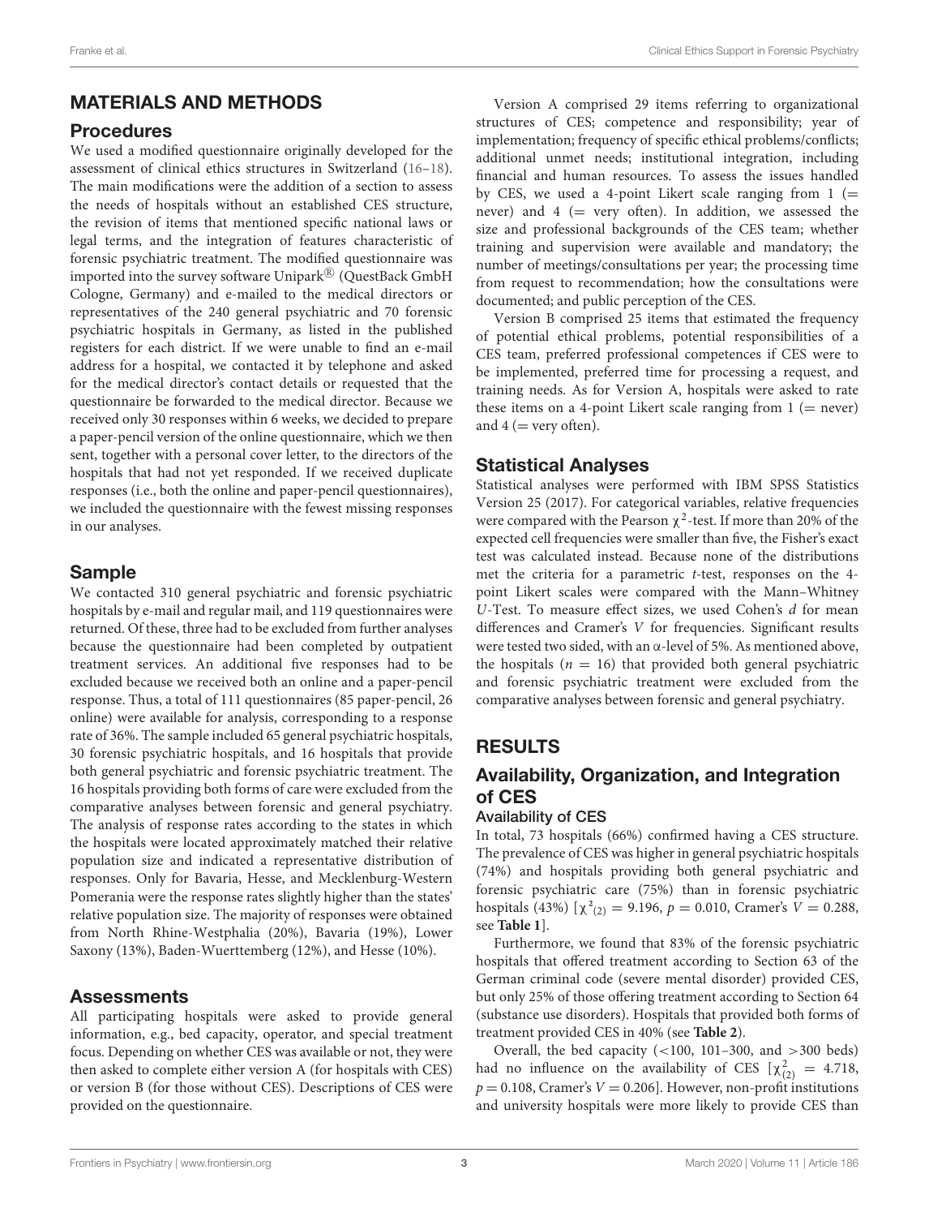## MATERIALS AND METHODS

### Procedures

We used a modified questionnaire originally developed for the assessment of clinical ethics structures in Switzerland (16–18). The main modifications were the addition of a section to assess the needs of hospitals without an established CES structure, the revision of items that mentioned specific national laws or legal terms, and the integration of features characteristic of forensic psychiatric treatment. The modified questionnaire was imported into the survey software Unipark® (QuestBack GmbH Cologne, Germany) and e-mailed to the medical directors or representatives of the 240 general psychiatric and 70 forensic psychiatric hospitals in Germany, as listed in the published registers for each district. If we were unable to find an e-mail address for a hospital, we contacted it by telephone and asked for the medical director's contact details or requested that the questionnaire be forwarded to the medical director. Because we received only 30 responses within 6 weeks, we decided to prepare a paper-pencil version of the online questionnaire, which we then sent, together with a personal cover letter, to the directors of the hospitals that had not yet responded. If we received duplicate responses (i.e., both the online and paper-pencil questionnaires), we included the questionnaire with the fewest missing responses in our analyses.

### Sample

We contacted 310 general psychiatric and forensic psychiatric hospitals by e-mail and regular mail, and 119 questionnaires were returned. Of these, three had to be excluded from further analyses because the questionnaire had been completed by outpatient treatment services. An additional five responses had to be excluded because we received both an online and a paper-pencil response. Thus, a total of 111 questionnaires (85 paper-pencil, 26 online) were available for analysis, corresponding to a response rate of 36%. The sample included 65 general psychiatric hospitals, 30 forensic psychiatric hospitals, and 16 hospitals that provide both general psychiatric and forensic psychiatric treatment. The 16 hospitals providing both forms of care were excluded from the comparative analyses between forensic and general psychiatry. The analysis of response rates according to the states in which the hospitals were located approximately matched their relative population size and indicated a representative distribution of responses. Only for Bavaria, Hesse, and Mecklenburg-Western Pomerania were the response rates slightly higher than the states' relative population size. The majority of responses were obtained from North Rhine-Westphalia (20%), Bavaria (19%), Lower Saxony (13%), Baden-Wuerttemberg (12%), and Hesse (10%).

### Assessments

All participating hospitals were asked to provide general information, e.g., bed capacity, operator, and special treatment focus. Depending on whether CES was available or not, they were then asked to complete either version A (for hospitals with CES) or version B (for those without CES). Descriptions of CES were provided on the questionnaire.

Version A comprised 29 items referring to organizational structures of CES; competence and responsibility; year of implementation; frequency of specific ethical problems/conflicts; additional unmet needs; institutional integration, including financial and human resources. To assess the issues handled by CES, we used a 4-point Likert scale ranging from 1 (= never) and 4 (= very often). In addition, we assessed the size and professional backgrounds of the CES team; whether training and supervision were available and mandatory; the number of meetings/consultations per year; the processing time from request to recommendation; how the consultations were documented; and public perception of the CES.

Version B comprised 25 items that estimated the frequency of potential ethical problems, potential responsibilities of a CES team, preferred professional competences if CES were to be implemented, preferred time for processing a request, and training needs. As for Version A, hospitals were asked to rate these items on a 4-point Likert scale ranging from 1 (= never) and 4 (= very often).

### Statistical Analyses

Statistical analyses were performed with IBM SPSS Statistics Version 25 (2017). For categorical variables, relative frequencies were compared with the Pearson $\chi^2$-test. If more than 20% of the expected cell frequencies were smaller than five, the Fisher's exact test was calculated instead. Because none of the distributions met the criteria for a parametric *t*-test, responses on the 4-point Likert scales were compared with the Mann–Whitney *U*-Test. To measure effect sizes, we used Cohen's *d* for mean differences and Cramer's *V* for frequencies. Significant results were tested two sided, with an $\alpha$-level of 5%. As mentioned above, the hospitals ($n = 16$) that provided both general psychiatric and forensic psychiatric treatment were excluded from the comparative analyses between forensic and general psychiatry.

## RESULTS

### Availability, Organization, and Integration of CES

#### Availability of CES

In total, 73 hospitals (66%) confirmed having a CES structure. The prevalence of CES was higher in general psychiatric hospitals (74%) and hospitals providing both general psychiatric and forensic psychiatric care (75%) than in forensic psychiatric hospitals (43%) [$\chi^2_{(2)} = 9.196$, $p = 0.010$, Cramer's $V = 0.288$, see **Table 1**].

Furthermore, we found that 83% of the forensic psychiatric hospitals that offered treatment according to Section 63 of the German criminal code (severe mental disorder) provided CES, but only 25% of those offering treatment according to Section 64 (substance use disorders). Hospitals that provided both forms of treatment provided CES in 40% (see **Table 2**).

Overall, the bed capacity (<100, 101–300, and >300 beds) had no influence on the availability of CES [$\chi^2_{(2)} = 4.718$, $p = 0.108$, Cramer's $V = 0.206$]. However, non-profit institutions and university hospitals were more likely to provide CES than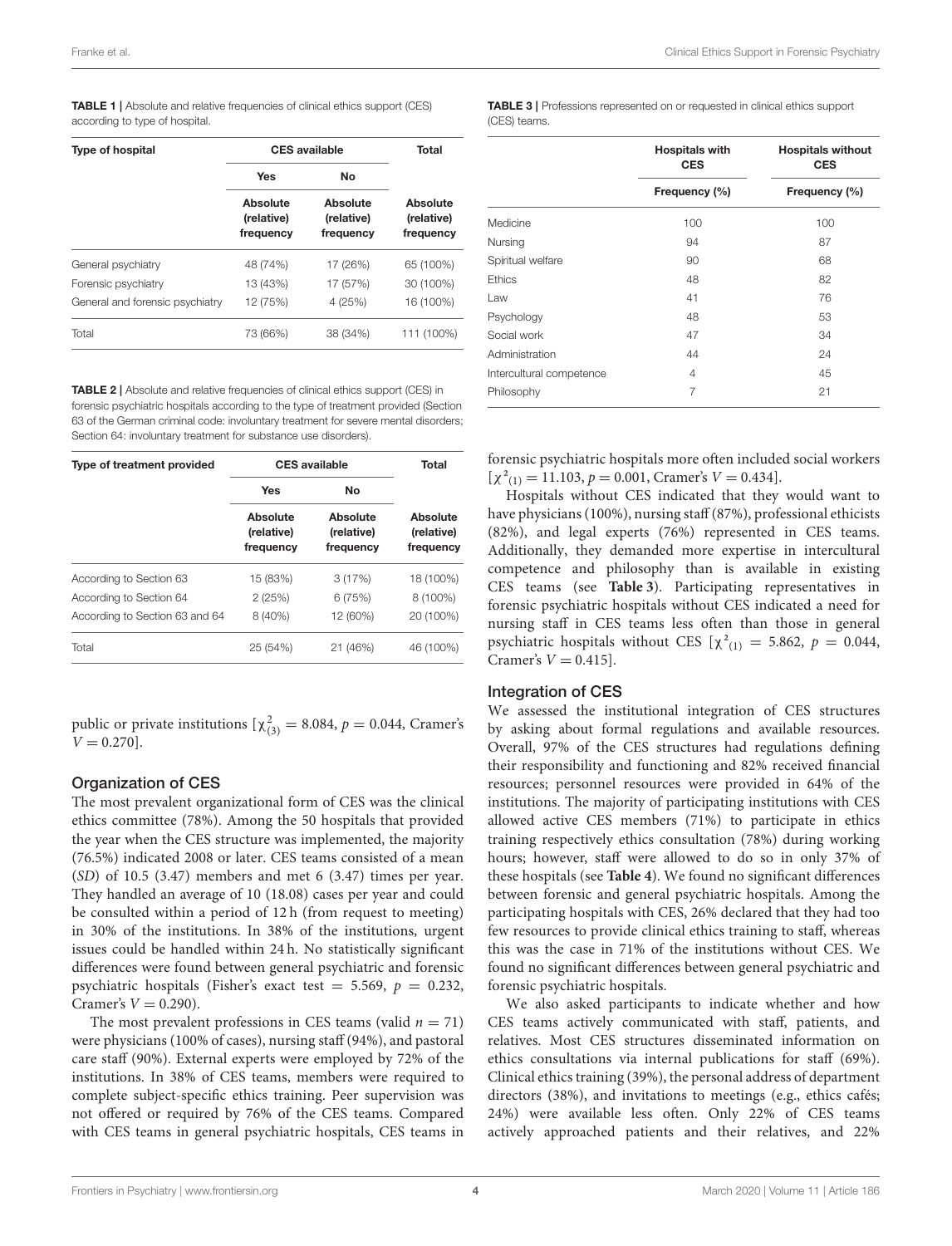**TABLE 1 |** Absolute and relative frequencies of clinical ethics support (CES) according to type of hospital.

| Type of hospital | CES available | | Total |
|---|---|---|---|
| | Yes | No | |
| | Absolute (relative) frequency | Absolute (relative) frequency | Absolute (relative) frequency |
| General psychiatry | 48 (74%) | 17 (26%) | 65 (100%) |
| Forensic psychiatry | 13 (43%) | 17 (57%) | 30 (100%) |
| General and forensic psychiatry | 12 (75%) | 4 (25%) | 16 (100%) |
| Total | 73 (66%) | 38 (34%) | 111 (100%) |

**TABLE 2 |** Absolute and relative frequencies of clinical ethics support (CES) in forensic psychiatric hospitals according to the type of treatment provided (Section 63 of the German criminal code: involuntary treatment for severe mental disorders; Section 64: involuntary treatment for substance use disorders).

| Type of treatment provided | CES available | | Total |
|---|---|---|---|
| | Yes | No | |
| | Absolute (relative) frequency | Absolute (relative) frequency | Absolute (relative) frequency |
| According to Section 63 | 15 (83%) | 3 (17%) | 18 (100%) |
| According to Section 64 | 2 (25%) | 6 (75%) | 8 (100%) |
| According to Section 63 and 64 | 8 (40%) | 12 (60%) | 20 (100%) |
| Total | 25 (54%) | 21 (46%) | 46 (100%) |

public or private institutions [$\chi^2_{(3)} = 8.084$, $p = 0.044$, Cramer's $V = 0.270$].

## Organization of CES

The most prevalent organizational form of CES was the clinical ethics committee (78%). Among the 50 hospitals that provided the year when the CES structure was implemented, the majority (76.5%) indicated 2008 or later. CES teams consisted of a mean (*SD*) of 10.5 (3.47) members and met 6 (3.47) times per year. They handled an average of 10 (18.08) cases per year and could be consulted within a period of 12 h (from request to meeting) in 30% of the institutions. In 38% of the institutions, urgent issues could be handled within 24 h. No statistically significant differences were found between general psychiatric and forensic psychiatric hospitals (Fisher's exact test = 5.569, $p = 0.232$, Cramer's $V = 0.290$).

The most prevalent professions in CES teams (valid $n = 71$) were physicians (100% of cases), nursing staff (94%), and pastoral care staff (90%). External experts were employed by 72% of the institutions. In 38% of CES teams, members were required to complete subject-specific ethics training. Peer supervision was not offered or required by 76% of the CES teams. Compared with CES teams in general psychiatric hospitals, CES teams in forensic psychiatric hospitals more often included social workers [$\chi^2_{(1)} = 11.103$, $p = 0.001$, Cramer's $V = 0.434$].

Hospitals without CES indicated that they would want to have physicians (100%), nursing staff (87%), professional ethicists (82%), and legal experts (76%) represented in CES teams. Additionally, they demanded more expertise in intercultural competence and philosophy than is available in existing CES teams (see **Table 3**). Participating representatives in forensic psychiatric hospitals without CES indicated a need for nursing staff in CES teams less often than those in general psychiatric hospitals without CES [$\chi^2_{(1)} = 5.862$, $p = 0.044$, Cramer's $V = 0.415$].

**TABLE 3 |** Professions represented on or requested in clinical ethics support (CES) teams.

| | Hospitals with CES | Hospitals without CES |
|---|---|---|
| | Frequency (%) | Frequency (%) |
| Medicine | 100 | 100 |
| Nursing | 94 | 87 |
| Spiritual welfare | 90 | 68 |
| Ethics | 48 | 82 |
| Law | 41 | 76 |
| Psychology | 48 | 53 |
| Social work | 47 | 34 |
| Administration | 44 | 24 |
| Intercultural competence | 4 | 45 |
| Philosophy | 7 | 21 |

## Integration of CES

We assessed the institutional integration of CES structures by asking about formal regulations and available resources. Overall, 97% of the CES structures had regulations defining their responsibility and functioning and 82% received financial resources; personnel resources were provided in 64% of the institutions. The majority of participating institutions with CES allowed active CES members (71%) to participate in ethics training respectively ethics consultation (78%) during working hours; however, staff were allowed to do so in only 37% of these hospitals (see **Table 4**). We found no significant differences between forensic and general psychiatric hospitals. Among the participating hospitals with CES, 26% declared that they had too few resources to provide clinical ethics training to staff, whereas this was the case in 71% of the institutions without CES. We found no significant differences between general psychiatric and forensic psychiatric hospitals.

We also asked participants to indicate whether and how CES teams actively communicated with staff, patients, and relatives. Most CES structures disseminated information on ethics consultations via internal publications for staff (69%). Clinical ethics training (39%), the personal address of department directors (38%), and invitations to meetings (e.g., ethics cafés; 24%) were available less often. Only 22% of CES teams actively approached patients and their relatives, and 22%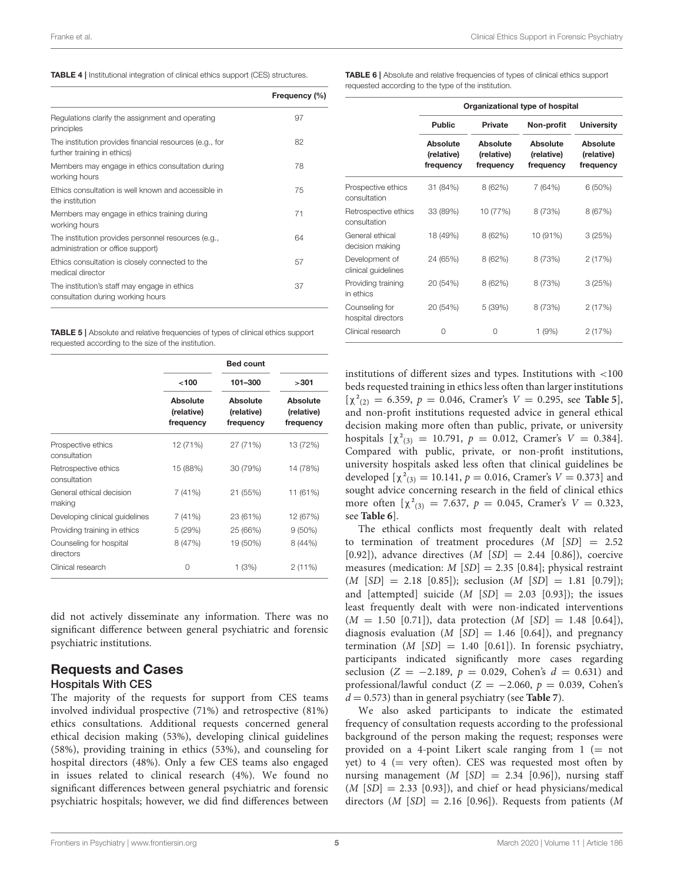**TABLE 4 |** Institutional integration of clinical ethics support (CES) structures.

| | Frequency (%) |
|---|---|
| Regulations clarify the assignment and operating principles | 97 |
| The institution provides financial resources (e.g., for further training in ethics) | 82 |
| Members may engage in ethics consultation during working hours | 78 |
| Ethics consultation is well known and accessible in the institution | 75 |
| Members may engage in ethics training during working hours | 71 |
| The institution provides personnel resources (e.g., administration or office support) | 64 |
| Ethics consultation is closely connected to the medical director | 57 |
| The institution's staff may engage in ethics consultation during working hours | 37 |

**TABLE 5 |** Absolute and relative frequencies of types of clinical ethics support requested according to the size of the institution.

| | Bed count | | |
|---|---|---|---|
| | <100 | 101–300 | >301 |
| | Absolute (relative) frequency | Absolute (relative) frequency | Absolute (relative) frequency |
| Prospective ethics consultation | 12 (71%) | 27 (71%) | 13 (72%) |
| Retrospective ethics consultation | 15 (88%) | 30 (79%) | 14 (78%) |
| General ethical decision making | 7 (41%) | 21 (55%) | 11 (61%) |
| Developing clinical guidelines | 7 (41%) | 23 (61%) | 12 (67%) |
| Providing training in ethics | 5 (29%) | 25 (66%) | 9 (50%) |
| Counseling for hospital directors | 8 (47%) | 19 (50%) | 8 (44%) |
| Clinical research | 0 | 1 (3%) | 2 (11%) |

did not actively disseminate any information. There was no significant difference between general psychiatric and forensic psychiatric institutions.

## Requests and Cases

### Hospitals With CES

The majority of the requests for support from CES teams involved individual prospective (71%) and retrospective (81%) ethics consultations. Additional requests concerned general ethical decision making (53%), developing clinical guidelines (58%), providing training in ethics (53%), and counseling for hospital directors (48%). Only a few CES teams also engaged in issues related to clinical research (4%). We found no significant differences between general psychiatric and forensic psychiatric hospitals; however, we did find differences between institutions of different sizes and types. Institutions with <100 beds requested training in ethics less often than larger institutions [$\chi^2_{(2)} = 6.359$, $p = 0.046$, Cramer's $V = 0.295$, see **Table 5**], and non-profit institutions requested advice in general ethical decision making more often than public, private, or university hospitals [$\chi^2_{(3)} = 10.791$, $p = 0.012$, Cramer's $V = 0.384$]. Compared with public, private, or non-profit institutions, university hospitals asked less often that clinical guidelines be developed [$\chi^2_{(3)} = 10.141$, $p = 0.016$, Cramer's $V = 0.373$] and sought advice concerning research in the field of clinical ethics more often [$\chi^2_{(3)} = 7.637$, $p = 0.045$, Cramer's $V = 0.323$, see **Table 6**].

**TABLE 6 |** Absolute and relative frequencies of types of clinical ethics support requested according to the type of the institution.

| | Organizational type of hospital | | | |
|---|---|---|---|---|
| | Public | Private | Non-profit | University |
| | Absolute (relative) frequency | Absolute (relative) frequency | Absolute (relative) frequency | Absolute (relative) frequency |
| Prospective ethics consultation | 31 (84%) | 8 (62%) | 7 (64%) | 6 (50%) |
| Retrospective ethics consultation | 33 (89%) | 10 (77%) | 8 (73%) | 8 (67%) |
| General ethical decision making | 18 (49%) | 8 (62%) | 10 (91%) | 3 (25%) |
| Development of clinical guidelines | 24 (65%) | 8 (62%) | 8 (73%) | 2 (17%) |
| Providing training in ethics | 20 (54%) | 8 (62%) | 8 (73%) | 3 (25%) |
| Counseling for hospital directors | 20 (54%) | 5 (39%) | 8 (73%) | 2 (17%) |
| Clinical research | 0 | 0 | 1 (9%) | 2 (17%) |

The ethical conflicts most frequently dealt with related to termination of treatment procedures ($M$ [$SD$] = 2.52 [0.92]), advance directives ($M$ [$SD$] = 2.44 [0.86]), coercive measures (medication: $M$ [$SD$] = 2.35 [0.84]; physical restraint ($M$ [$SD$] = 2.18 [0.85]); seclusion ($M$ [$SD$] = 1.81 [0.79]); and [attempted] suicide ($M$ [$SD$] = 2.03 [0.93]); the issues least frequently dealt with were non-indicated interventions ($M$ = 1.50 [0.71]), data protection ($M$ [$SD$] = 1.48 [0.64]), diagnosis evaluation ($M$ [$SD$] = 1.46 [0.64]), and pregnancy termination ($M$ [$SD$] = 1.40 [0.61]). In forensic psychiatry, participants indicated significantly more cases regarding seclusion ($Z = -2.189$, $p = 0.029$, Cohen's $d = 0.631$) and professional/lawful conduct ($Z = -2.060$, $p = 0.039$, Cohen's $d = 0.573$) than in general psychiatry (see **Table 7**).

We also asked participants to indicate the estimated frequency of consultation requests according to the professional background of the person making the request; responses were provided on a 4-point Likert scale ranging from 1 (= not yet) to 4 (= very often). CES was requested most often by nursing management ($M$ [$SD$] = 2.34 [0.96]), nursing staff ($M$ [$SD$] = 2.33 [0.93]), and chief or head physicians/medical directors ($M$ [$SD$] = 2.16 [0.96]). Requests from patients ($M$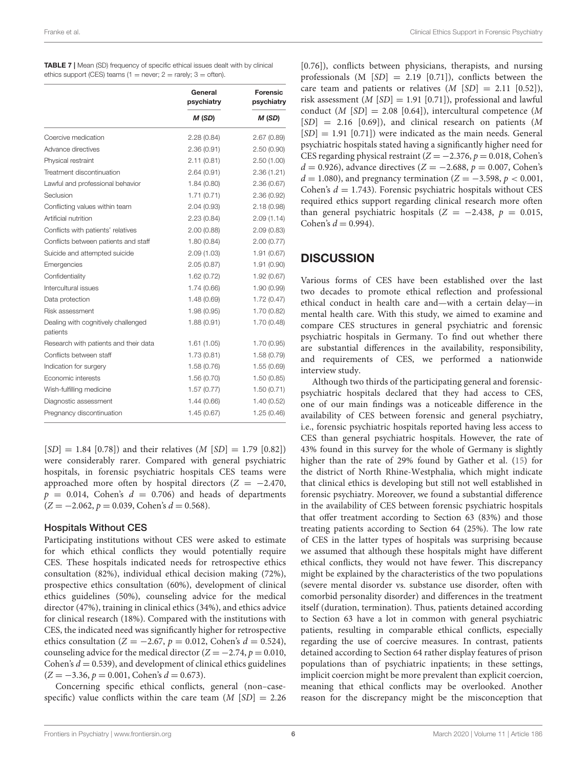**TABLE 7 |** Mean (SD) frequency of specific ethical issues dealt with by clinical ethics support (CES) teams (1 = never; 2 = rarely; 3 = often).

| | General psychiatry | Forensic psychiatry |
|---|---|---|
| | *M* (*SD*) | *M* (*SD*) |
| Coercive medication | 2.28 (0.84) | 2.67 (0.89) |
| Advance directives | 2.36 (0.91) | 2.50 (0.90) |
| Physical restraint | 2.11 (0.81) | 2.50 (1.00) |
| Treatment discontinuation | 2.64 (0.91) | 2.36 (1.21) |
| Lawful and professional behavior | 1.84 (0.80) | 2.36 (0.67) |
| Seclusion | 1.71 (0.71) | 2.36 (0.92) |
| Conflicting values within team | 2.04 (0.93) | 2.18 (0.98) |
| Artificial nutrition | 2.23 (0.84) | 2.09 (1.14) |
| Conflicts with patients' relatives | 2.00 (0.88) | 2.09 (0.83) |
| Conflicts between patients and staff | 1.80 (0.84) | 2.00 (0.77) |
| Suicide and attempted suicide | 2.09 (1.03) | 1.91 (0.67) |
| Emergencies | 2.05 (0.87) | 1.91 (0.90) |
| Confidentiality | 1.62 (0.72) | 1.92 (0.67) |
| Intercultural issues | 1.74 (0.66) | 1.90 (0.99) |
| Data protection | 1.48 (0.69) | 1.72 (0.47) |
| Risk assessment | 1.98 (0.95) | 1.70 (0.82) |
| Dealing with cognitively challenged patients | 1.88 (0.91) | 1.70 (0.48) |
| Research with patients and their data | 1.61 (1.05) | 1.70 (0.95) |
| Conflicts between staff | 1.73 (0.81) | 1.58 (0.79) |
| Indication for surgery | 1.58 (0.76) | 1.55 (0.69) |
| Economic interests | 1.56 (0.70) | 1.50 (0.85) |
| Wish-fulfilling medicine | 1.57 (0.77) | 1.50 (0.71) |
| Diagnostic assessment | 1.44 (0.66) | 1.40 (0.52) |
| Pregnancy discontinuation | 1.45 (0.67) | 1.25 (0.46) |

[*SD*] = 1.84 [0.78]) and their relatives (*M* [*SD*] = 1.79 [0.82]) were considerably rarer. Compared with general psychiatric hospitals, in forensic psychiatric hospitals CES teams were approached more often by hospital directors ($Z = -2.470$, $p = 0.014$, Cohen's $d = 0.706$) and heads of departments ($Z = -2.062$, $p = 0.039$, Cohen's $d = 0.568$).

### Hospitals Without CES

Participating institutions without CES were asked to estimate for which ethical conflicts they would potentially require CES. These hospitals indicated needs for retrospective ethics consultation (82%), individual ethical decision making (72%), prospective ethics consultation (60%), development of clinical ethics guidelines (50%), counseling advice for the medical director (47%), training in clinical ethics (34%), and ethics advice for clinical research (18%). Compared with the institutions with CES, the indicated need was significantly higher for retrospective ethics consultation ($Z = -2.67$, $p = 0.012$, Cohen's $d = 0.524$), counseling advice for the medical director ($Z = -2.74$, $p = 0.010$, Cohen's $d = 0.539$), and development of clinical ethics guidelines ($Z = -3.36$, $p = 0.001$, Cohen's $d = 0.673$).

Concerning specific ethical conflicts, general (non–case-specific) value conflicts within the care team (*M* [*SD*] = 2.26 [0.76]), conflicts between physicians, therapists, and nursing professionals (M [*SD*] = 2.19 [0.71]), conflicts between the care team and patients or relatives (*M* [*SD*] = 2.11 [0.52]), risk assessment (*M* [*SD*] = 1.91 [0.71]), professional and lawful conduct (*M* [*SD*] = 2.08 [0.64]), intercultural competence (*M* [*SD*] = 2.16 [0.69]), and clinical research on patients (*M* [*SD*] = 1.91 [0.71]) were indicated as the main needs. General psychiatric hospitals stated having a significantly higher need for CES regarding physical restraint ($Z = -2.376$, $p = 0.018$, Cohen's $d = 0.926$), advance directives ($Z = -2.688$, $p = 0.007$, Cohen's $d = 1.080$), and pregnancy termination ($Z = -3.598$, $p < 0.001$, Cohen's $d = 1.743$). Forensic psychiatric hospitals without CES required ethics support regarding clinical research more often than general psychiatric hospitals ($Z = -2.438$, $p = 0.015$, Cohen's $d = 0.994$).

## DISCUSSION

Various forms of CES have been established over the last two decades to promote ethical reflection and professional ethical conduct in health care and—with a certain delay—in mental health care. With this study, we aimed to examine and compare CES structures in general psychiatric and forensic psychiatric hospitals in Germany. To find out whether there are substantial differences in the availability, responsibility, and requirements of CES, we performed a nationwide interview study.

Although two thirds of the participating general and forensic-psychiatric hospitals declared that they had access to CES, one of our main findings was a noticeable difference in the availability of CES between forensic and general psychiatry, i.e., forensic psychiatric hospitals reported having less access to CES than general psychiatric hospitals. However, the rate of 43% found in this survey for the whole of Germany is slightly higher than the rate of 29% found by Gather et al. (15) for the district of North Rhine-Westphalia, which might indicate that clinical ethics is developing but still not well established in forensic psychiatry. Moreover, we found a substantial difference in the availability of CES between forensic psychiatric hospitals that offer treatment according to Section 63 (83%) and those treating patients according to Section 64 (25%). The low rate of CES in the latter types of hospitals was surprising because we assumed that although these hospitals might have different ethical conflicts, they would not have fewer. This discrepancy might be explained by the characteristics of the two populations (severe mental disorder vs. substance use disorder, often with comorbid personality disorder) and differences in the treatment itself (duration, termination). Thus, patients detained according to Section 63 have a lot in common with general psychiatric patients, resulting in comparable ethical conflicts, especially regarding the use of coercive measures. In contrast, patients detained according to Section 64 rather display features of prison populations than of psychiatric inpatients; in these settings, implicit coercion might be more prevalent than explicit coercion, meaning that ethical conflicts may be overlooked. Another reason for the discrepancy might be the misconception that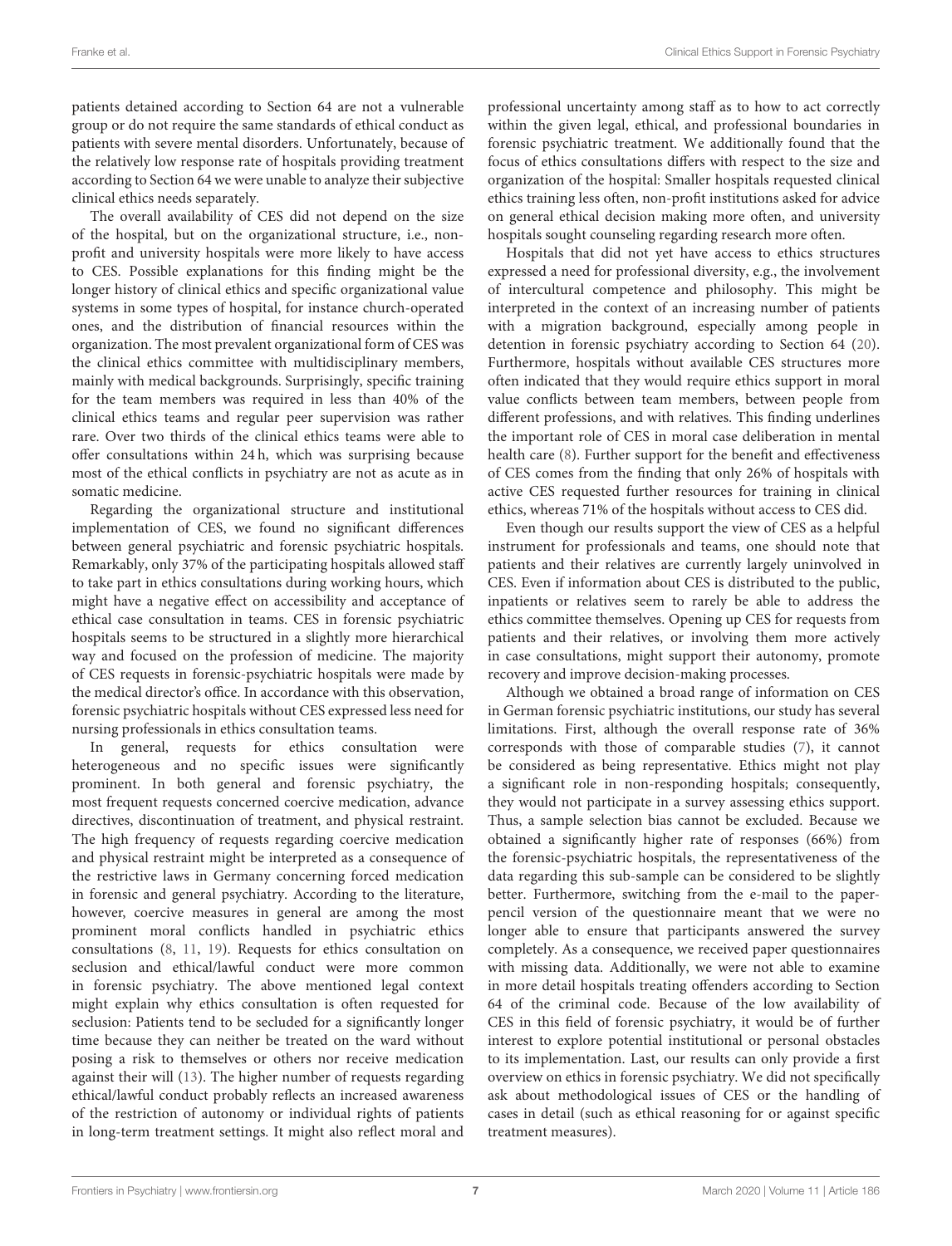patients detained according to Section 64 are not a vulnerable group or do not require the same standards of ethical conduct as patients with severe mental disorders. Unfortunately, because of the relatively low response rate of hospitals providing treatment according to Section 64 we were unable to analyze their subjective clinical ethics needs separately.

The overall availability of CES did not depend on the size of the hospital, but on the organizational structure, i.e., non-profit and university hospitals were more likely to have access to CES. Possible explanations for this finding might be the longer history of clinical ethics and specific organizational value systems in some types of hospital, for instance church-operated ones, and the distribution of financial resources within the organization. The most prevalent organizational form of CES was the clinical ethics committee with multidisciplinary members, mainly with medical backgrounds. Surprisingly, specific training for the team members was required in less than 40% of the clinical ethics teams and regular peer supervision was rather rare. Over two thirds of the clinical ethics teams were able to offer consultations within 24 h, which was surprising because most of the ethical conflicts in psychiatry are not as acute as in somatic medicine.

Regarding the organizational structure and institutional implementation of CES, we found no significant differences between general psychiatric and forensic psychiatric hospitals. Remarkably, only 37% of the participating hospitals allowed staff to take part in ethics consultations during working hours, which might have a negative effect on accessibility and acceptance of ethical case consultation in teams. CES in forensic psychiatric hospitals seems to be structured in a slightly more hierarchical way and focused on the profession of medicine. The majority of CES requests in forensic-psychiatric hospitals were made by the medical director's office. In accordance with this observation, forensic psychiatric hospitals without CES expressed less need for nursing professionals in ethics consultation teams.

In general, requests for ethics consultation were heterogeneous and no specific issues were significantly prominent. In both general and forensic psychiatry, the most frequent requests concerned coercive medication, advance directives, discontinuation of treatment, and physical restraint. The high frequency of requests regarding coercive medication and physical restraint might be interpreted as a consequence of the restrictive laws in Germany concerning forced medication in forensic and general psychiatry. According to the literature, however, coercive measures in general are among the most prominent moral conflicts handled in psychiatric ethics consultations (8, 11, 19). Requests for ethics consultation on seclusion and ethical/lawful conduct were more common in forensic psychiatry. The above mentioned legal context might explain why ethics consultation is often requested for seclusion: Patients tend to be secluded for a significantly longer time because they can neither be treated on the ward without posing a risk to themselves or others nor receive medication against their will (13). The higher number of requests regarding ethical/lawful conduct probably reflects an increased awareness of the restriction of autonomy or individual rights of patients in long-term treatment settings. It might also reflect moral and professional uncertainty among staff as to how to act correctly within the given legal, ethical, and professional boundaries in forensic psychiatric treatment. We additionally found that the focus of ethics consultations differs with respect to the size and organization of the hospital: Smaller hospitals requested clinical ethics training less often, non-profit institutions asked for advice on general ethical decision making more often, and university hospitals sought counseling regarding research more often.

Hospitals that did not yet have access to ethics structures expressed a need for professional diversity, e.g., the involvement of intercultural competence and philosophy. This might be interpreted in the context of an increasing number of patients with a migration background, especially among people in detention in forensic psychiatry according to Section 64 (20). Furthermore, hospitals without available CES structures more often indicated that they would require ethics support in moral value conflicts between team members, between people from different professions, and with relatives. This finding underlines the important role of CES in moral case deliberation in mental health care (8). Further support for the benefit and effectiveness of CES comes from the finding that only 26% of hospitals with active CES requested further resources for training in clinical ethics, whereas 71% of the hospitals without access to CES did.

Even though our results support the view of CES as a helpful instrument for professionals and teams, one should note that patients and their relatives are currently largely uninvolved in CES. Even if information about CES is distributed to the public, inpatients or relatives seem to rarely be able to address the ethics committee themselves. Opening up CES for requests from patients and their relatives, or involving them more actively in case consultations, might support their autonomy, promote recovery and improve decision-making processes.

Although we obtained a broad range of information on CES in German forensic psychiatric institutions, our study has several limitations. First, although the overall response rate of 36% corresponds with those of comparable studies (7), it cannot be considered as being representative. Ethics might not play a significant role in non-responding hospitals; consequently, they would not participate in a survey assessing ethics support. Thus, a sample selection bias cannot be excluded. Because we obtained a significantly higher rate of responses (66%) from the forensic-psychiatric hospitals, the representativeness of the data regarding this sub-sample can be considered to be slightly better. Furthermore, switching from the e-mail to the paper-pencil version of the questionnaire meant that we were no longer able to ensure that participants answered the survey completely. As a consequence, we received paper questionnaires with missing data. Additionally, we were not able to examine in more detail hospitals treating offenders according to Section 64 of the criminal code. Because of the low availability of CES in this field of forensic psychiatry, it would be of further interest to explore potential institutional or personal obstacles to its implementation. Last, our results can only provide a first overview on ethics in forensic psychiatry. We did not specifically ask about methodological issues of CES or the handling of cases in detail (such as ethical reasoning for or against specific treatment measures).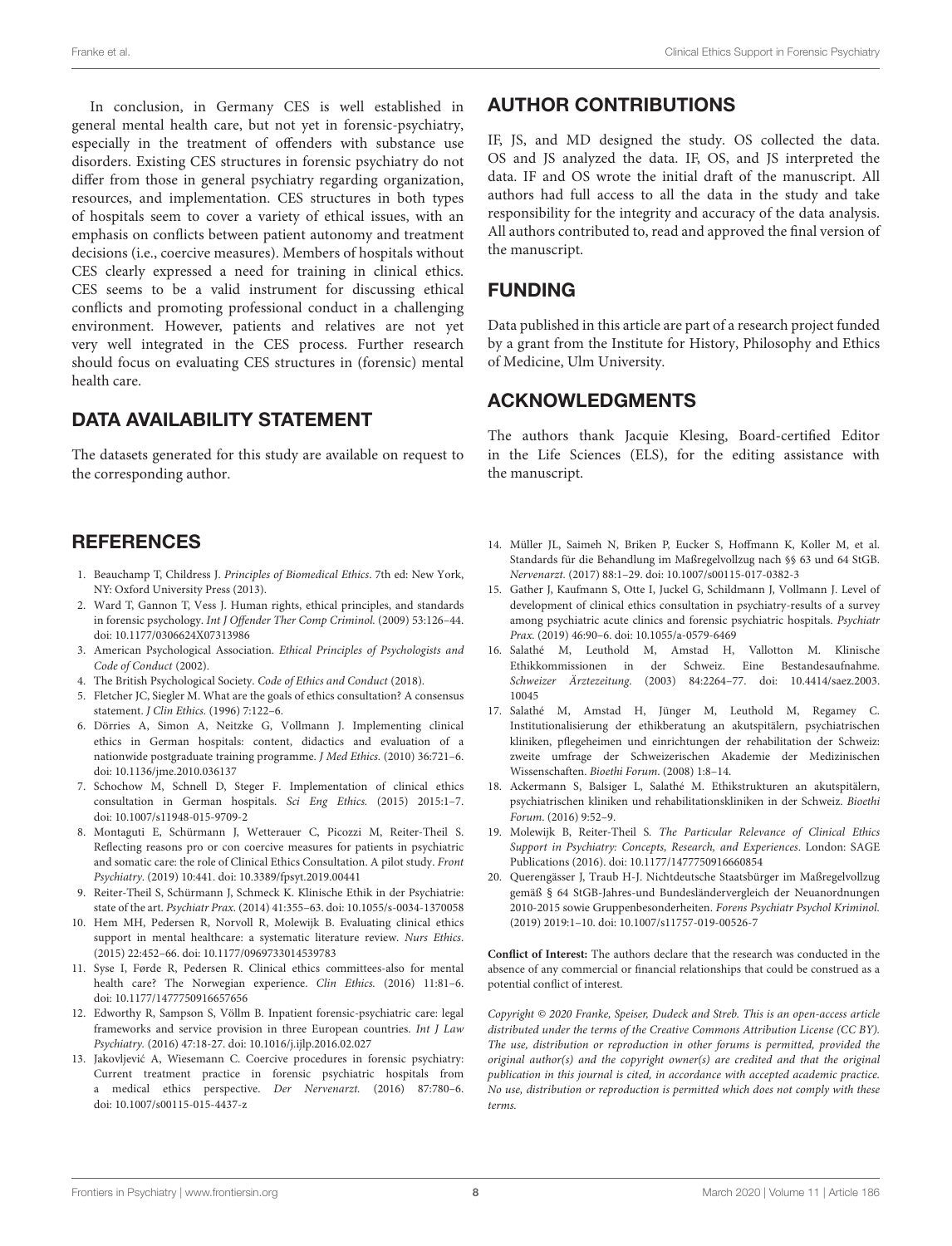In conclusion, in Germany CES is well established in general mental health care, but not yet in forensic-psychiatry, especially in the treatment of offenders with substance use disorders. Existing CES structures in forensic psychiatry do not differ from those in general psychiatry regarding organization, resources, and implementation. CES structures in both types of hospitals seem to cover a variety of ethical issues, with an emphasis on conflicts between patient autonomy and treatment decisions (i.e., coercive measures). Members of hospitals without CES clearly expressed a need for training in clinical ethics. CES seems to be a valid instrument for discussing ethical conflicts and promoting professional conduct in a challenging environment. However, patients and relatives are not yet very well integrated in the CES process. Further research should focus on evaluating CES structures in (forensic) mental health care.

## DATA AVAILABILITY STATEMENT

The datasets generated for this study are available on request to the corresponding author.

## AUTHOR CONTRIBUTIONS

IF, JS, and MD designed the study. OS collected the data. OS and JS analyzed the data. IF, OS, and JS interpreted the data. IF and OS wrote the initial draft of the manuscript. All authors had full access to all the data in the study and take responsibility for the integrity and accuracy of the data analysis. All authors contributed to, read and approved the final version of the manuscript.

## FUNDING

Data published in this article are part of a research project funded by a grant from the Institute for History, Philosophy and Ethics of Medicine, Ulm University.

## ACKNOWLEDGMENTS

The authors thank Jacquie Klesing, Board-certified Editor in the Life Sciences (ELS), for the editing assistance with the manuscript.

## REFERENCES

1. Beauchamp T, Childress J. *Principles of Biomedical Ethics*. 7th ed: New York, NY: Oxford University Press (2013).
2. Ward T, Gannon T, Vess J. Human rights, ethical principles, and standards in forensic psychology. *Int J Offender Ther Comp Criminol.* (2009) 53:126–44. doi: 10.1177/0306624X07313986
3. American Psychological Association. *Ethical Principles of Psychologists and Code of Conduct* (2002).
4. The British Psychological Society. *Code of Ethics and Conduct* (2018).
5. Fletcher JC, Siegler M. What are the goals of ethics consultation? A consensus statement. *J Clin Ethics.* (1996) 7:122–6.
6. Dörries A, Simon A, Neitzke G, Vollmann J. Implementing clinical ethics in German hospitals: content, didactics and evaluation of a nationwide postgraduate training programme. *J Med Ethics*. (2010) 36:721–6. doi: 10.1136/jme.2010.036137
7. Schochow M, Schnell D, Steger F. Implementation of clinical ethics consultation in German hospitals. *Sci Eng Ethics.* (2015) 2015:1–7. doi: 10.1007/s11948-015-9709-2
8. Montaguti E, Schürmann J, Wetterauer C, Picozzi M, Reiter-Theil S. Reflecting reasons pro or con coercive measures for patients in psychiatric and somatic care: the role of Clinical Ethics Consultation. A pilot study. *Front Psychiatry*. (2019) 10:441. doi: 10.3389/fpsyt.2019.00441
9. Reiter-Theil S, Schürmann J, Schmeck K. Klinische Ethik in der Psychiatrie: state of the art. *Psychiatr Prax.* (2014) 41:355–63. doi: 10.1055/s-0034-1370058
10. Hem MH, Pedersen R, Norvoll R, Molewijk B. Evaluating clinical ethics support in mental healthcare: a systematic literature review. *Nurs Ethics*. (2015) 22:452–66. doi: 10.1177/0969733014539783
11. Syse I, Førde R, Pedersen R. Clinical ethics committees-also for mental health care? The Norwegian experience. *Clin Ethics.* (2016) 11:81–6. doi: 10.1177/1477750916657656
12. Edworthy R, Sampson S, Völlm B. Inpatient forensic-psychiatric care: legal frameworks and service provision in three European countries. *Int J Law Psychiatry.* (2016) 47:18-27. doi: 10.1016/j.ijlp.2016.02.027
13. Jakovljević A, Wiesemann C. Coercive procedures in forensic psychiatry: Current treatment practice in forensic psychiatric hospitals from a medical ethics perspective. *Der Nervenarzt.* (2016) 87:780–6. doi: 10.1007/s00115-015-4437-z
14. Müller JL, Saimeh N, Briken P, Eucker S, Hoffmann K, Koller M, et al. Standards für die Behandlung im Maßregelvollzug nach §§ 63 und 64 StGB. *Nervenarzt.* (2017) 88:1–29. doi: 10.1007/s00115-017-0382-3
15. Gather J, Kaufmann S, Otte I, Juckel G, Schildmann J, Vollmann J. Level of development of clinical ethics consultation in psychiatry-results of a survey among psychiatric acute clinics and forensic psychiatric hospitals. *Psychiatr Prax.* (2019) 46:90–6. doi: 10.1055/a-0579-6469
16. Salathé M, Leuthold M, Amstad H, Vallotton M. Klinische Ethikkommissionen in der Schweiz. Eine Bestandesaufnahme. *Schweizer Ärztezeitung.* (2003) 84:2264–77. doi: 10.4414/saez.2003.10045
17. Salathé M, Amstad H, Jünger M, Leuthold M, Regamey C. Institutionalisierung der ethikberatung an akutspitälern, psychiatrischen kliniken, pflegeheimen und einrichtungen der rehabilitation der Schweiz: zweite umfrage der Schweizerischen Akademie der Medizinischen Wissenschaften. *Bioethi Forum.* (2008) 1:8–14.
18. Ackermann S, Balsiger L, Salathé M. Ethikstrukturen an akutspitälern, psychiatrischen kliniken und rehabilitationskliniken in der Schweiz. *Bioethi Forum*. (2016) 9:52–9.
19. Molewijk B, Reiter-Theil S. *The Particular Relevance of Clinical Ethics Support in Psychiatry: Concepts, Research, and Experiences*. London: SAGE Publications (2016). doi: 10.1177/1477750916660854
20. Querengässer J, Traub H-J. Nichtdeutsche Staatsbürger im Maßregelvollzug gemäß § 64 StGB-Jahres-und Bundesländervergleich der Neuanordnungen 2010-2015 sowie Gruppenbesonderheiten. *Forens Psychiatr Psychol Kriminol.* (2019) 2019:1–10. doi: 10.1007/s11757-019-00526-7

**Conflict of Interest:** The authors declare that the research was conducted in the absence of any commercial or financial relationships that could be construed as a potential conflict of interest.

*Copyright © 2020 Franke, Speiser, Dudeck and Streb. This is an open-access article distributed under the terms of the Creative Commons Attribution License (CC BY). The use, distribution or reproduction in other forums is permitted, provided the original author(s) and the copyright owner(s) are credited and that the original publication in this journal is cited, in accordance with accepted academic practice. No use, distribution or reproduction is permitted which does not comply with these terms.*